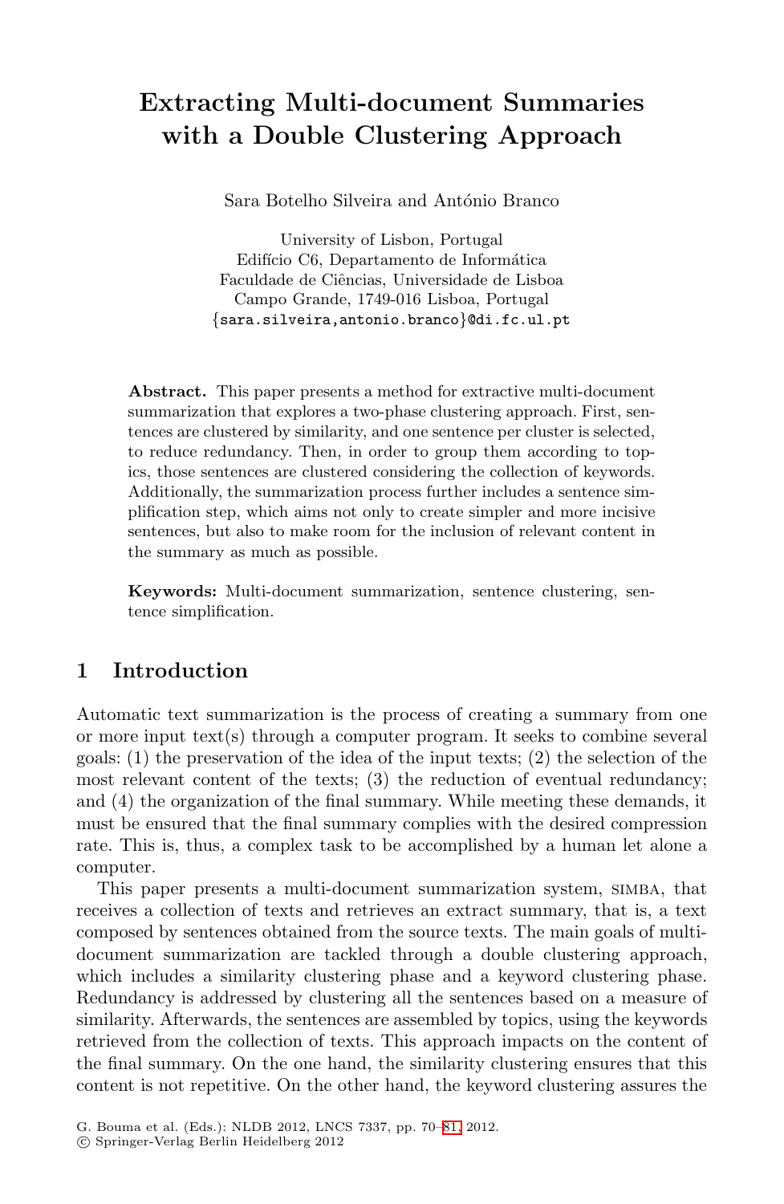# Extracting Multi-document Summaries with a Double Clustering Approach

Sara Botelho Silveira and António Branco

University of Lisbon, Portugal
Edifício C6, Departamento de Informática
Faculdade de Ciências, Universidade de Lisboa
Campo Grande, 1749-016 Lisboa, Portugal
{sara.silveira,antonio.branco}@di.fc.ul.pt

**Abstract.** This paper presents a method for extractive multi-document summarization that explores a two-phase clustering approach. First, sentences are clustered by similarity, and one sentence per cluster is selected, to reduce redundancy. Then, in order to group them according to topics, those sentences are clustered considering the collection of keywords. Additionally, the summarization process further includes a sentence simplification step, which aims not only to create simpler and more incisive sentences, but also to make room for the inclusion of relevant content in the summary as much as possible.

**Keywords:** Multi-document summarization, sentence clustering, sentence simplification.

## 1 Introduction

Automatic text summarization is the process of creating a summary from one or more input text(s) through a computer program. It seeks to combine several goals: (1) the preservation of the idea of the input texts; (2) the selection of the most relevant content of the texts; (3) the reduction of eventual redundancy; and (4) the organization of the final summary. While meeting these demands, it must be ensured that the final summary complies with the desired compression rate. This is, thus, a complex task to be accomplished by a human let alone a computer.

This paper presents a multi-document summarization system, SIMBA, that receives a collection of texts and retrieves an extract summary, that is, a text composed by sentences obtained from the source texts. The main goals of multi-document summarization are tackled through a double clustering approach, which includes a similarity clustering phase and a keyword clustering phase. Redundancy is addressed by clustering all the sentences based on a measure of similarity. Afterwards, the sentences are assembled by topics, using the keywords retrieved from the collection of texts. This approach impacts on the content of the final summary. On the one hand, the similarity clustering ensures that this content is not repetitive. On the other hand, the keyword clustering assures the

G. Bouma et al. (Eds.): NLDB 2012, LNCS 7337, pp. 70–81, 2012.
© Springer-Verlag Berlin Heidelberg 2012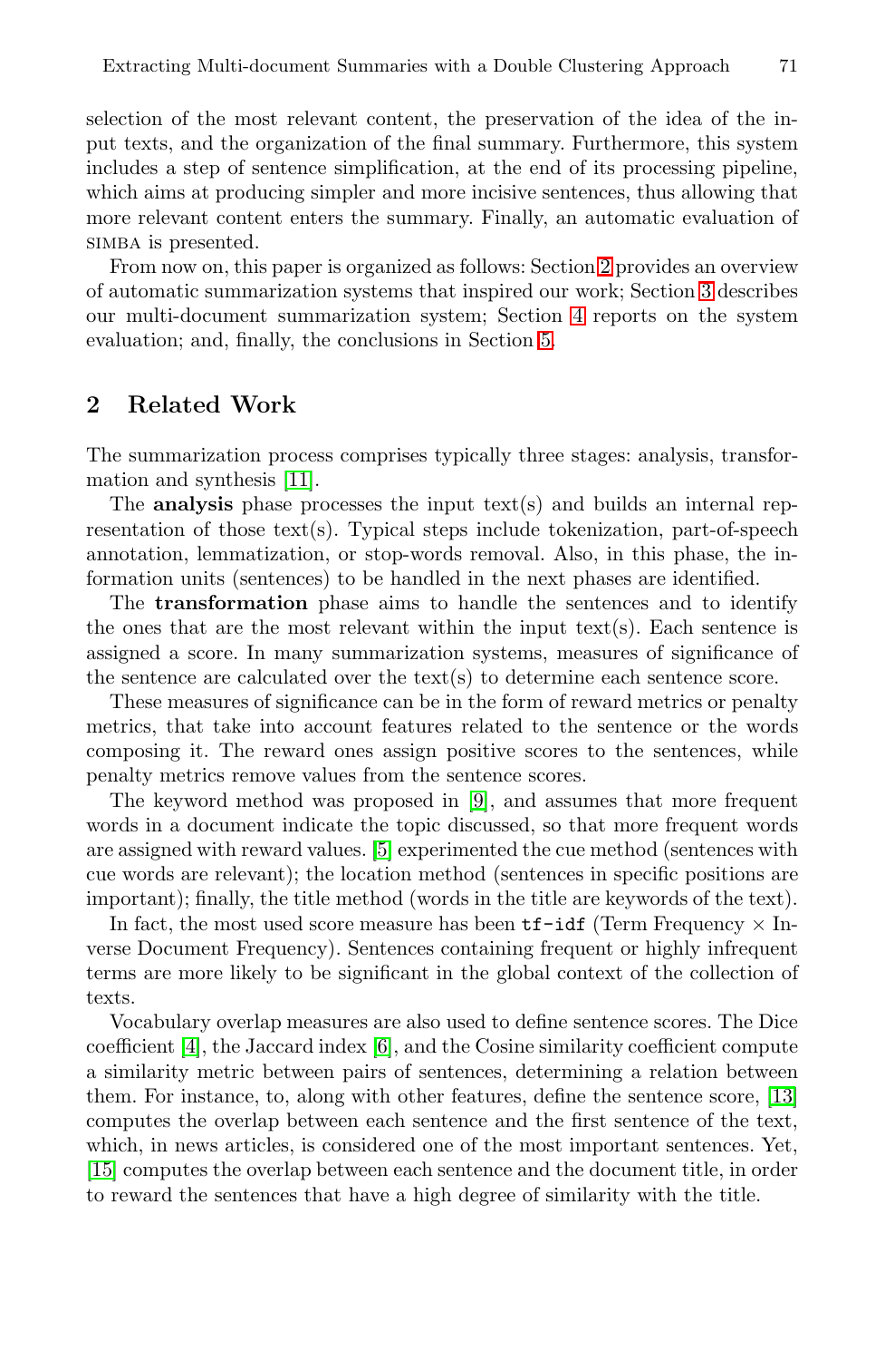selection of the most relevant content, the preservation of the idea of the input texts, and the organization of the final summary. Furthermore, this system includes a step of sentence simplification, at the end of its processing pipeline, which aims at producing simpler and more incisive sentences, thus allowing that more relevant content enters the summary. Finally, an automatic evaluation of SIMBA is presented.

From now on, this paper is organized as follows: Section 2 provides an overview of automatic summarization systems that inspired our work; Section 3 describes our multi-document summarization system; Section 4 reports on the system evaluation; and, finally, the conclusions in Section 5.

## 2 Related Work

The summarization process comprises typically three stages: analysis, transformation and synthesis [11].

The **analysis** phase processes the input text(s) and builds an internal representation of those text(s). Typical steps include tokenization, part-of-speech annotation, lemmatization, or stop-words removal. Also, in this phase, the information units (sentences) to be handled in the next phases are identified.

The **transformation** phase aims to handle the sentences and to identify the ones that are the most relevant within the input text(s). Each sentence is assigned a score. In many summarization systems, measures of significance of the sentence are calculated over the text(s) to determine each sentence score.

These measures of significance can be in the form of reward metrics or penalty metrics, that take into account features related to the sentence or the words composing it. The reward ones assign positive scores to the sentences, while penalty metrics remove values from the sentence scores.

The keyword method was proposed in [9], and assumes that more frequent words in a document indicate the topic discussed, so that more frequent words are assigned with reward values. [5] experimented the cue method (sentences with cue words are relevant); the location method (sentences in specific positions are important); finally, the title method (words in the title are keywords of the text).

In fact, the most used score measure has been `tf-idf` (Term Frequency $\times$ Inverse Document Frequency). Sentences containing frequent or highly infrequent terms are more likely to be significant in the global context of the collection of texts.

Vocabulary overlap measures are also used to define sentence scores. The Dice coefficient [4], the Jaccard index [6], and the Cosine similarity coefficient compute a similarity metric between pairs of sentences, determining a relation between them. For instance, to, along with other features, define the sentence score, [13] computes the overlap between each sentence and the first sentence of the text, which, in news articles, is considered one of the most important sentences. Yet, [15] computes the overlap between each sentence and the document title, in order to reward the sentences that have a high degree of similarity with the title.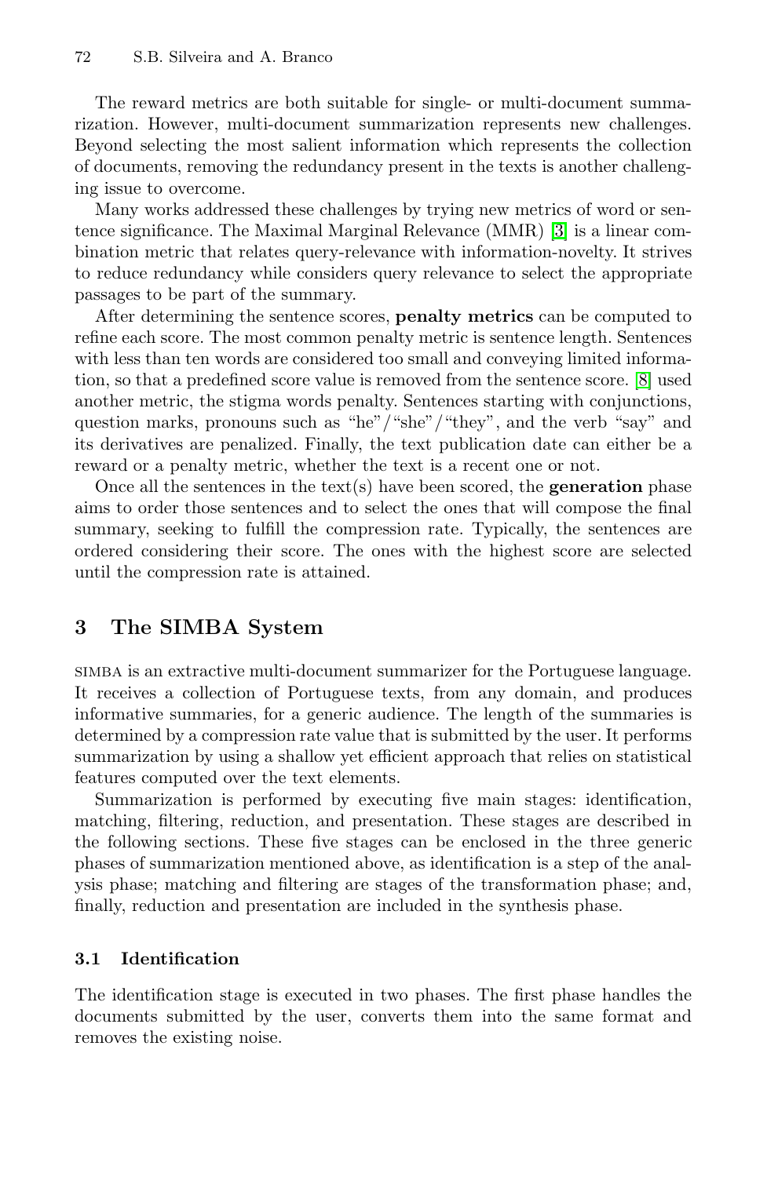The reward metrics are both suitable for single- or multi-document summarization. However, multi-document summarization represents new challenges. Beyond selecting the most salient information which represents the collection of documents, removing the redundancy present in the texts is another challenging issue to overcome.

Many works addressed these challenges by trying new metrics of word or sentence significance. The Maximal Marginal Relevance (MMR) [3] is a linear combination metric that relates query-relevance with information-novelty. It strives to reduce redundancy while considers query relevance to select the appropriate passages to be part of the summary.

After determining the sentence scores, **penalty metrics** can be computed to refine each score. The most common penalty metric is sentence length. Sentences with less than ten words are considered too small and conveying limited information, so that a predefined score value is removed from the sentence score. [8] used another metric, the stigma words penalty. Sentences starting with conjunctions, question marks, pronouns such as "he"/"she"/"they", and the verb "say" and its derivatives are penalized. Finally, the text publication date can either be a reward or a penalty metric, whether the text is a recent one or not.

Once all the sentences in the text(s) have been scored, the **generation** phase aims to order those sentences and to select the ones that will compose the final summary, seeking to fulfill the compression rate. Typically, the sentences are ordered considering their score. The ones with the highest score are selected until the compression rate is attained.

## 3 The SIMBA System

SIMBA is an extractive multi-document summarizer for the Portuguese language. It receives a collection of Portuguese texts, from any domain, and produces informative summaries, for a generic audience. The length of the summaries is determined by a compression rate value that is submitted by the user. It performs summarization by using a shallow yet efficient approach that relies on statistical features computed over the text elements.

Summarization is performed by executing five main stages: identification, matching, filtering, reduction, and presentation. These stages are described in the following sections. These five stages can be enclosed in the three generic phases of summarization mentioned above, as identification is a step of the analysis phase; matching and filtering are stages of the transformation phase; and, finally, reduction and presentation are included in the synthesis phase.

### 3.1 Identification

The identification stage is executed in two phases. The first phase handles the documents submitted by the user, converts them into the same format and removes the existing noise.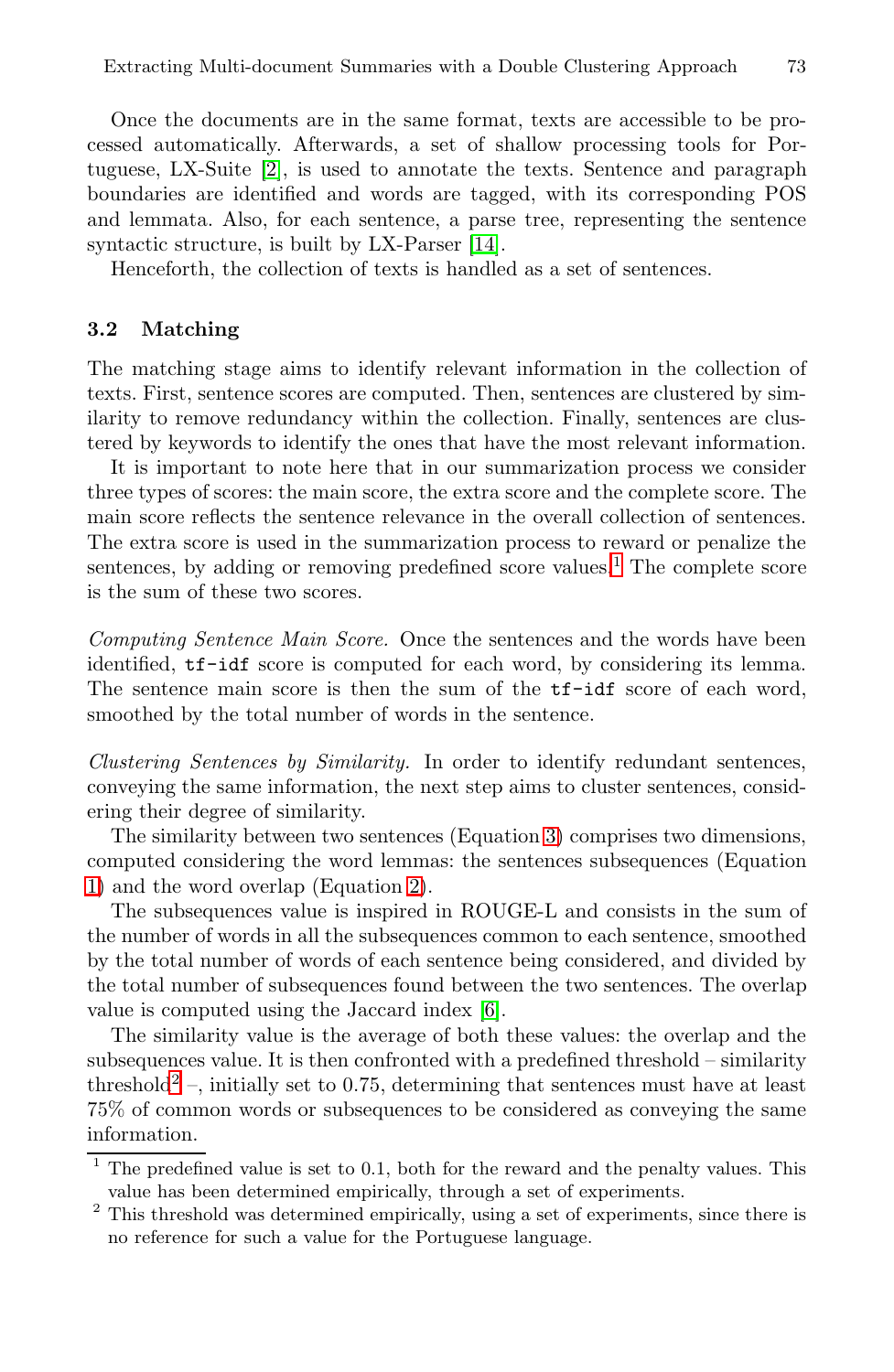Once the documents are in the same format, texts are accessible to be processed automatically. Afterwards, a set of shallow processing tools for Portuguese, LX-Suite [2], is used to annotate the texts. Sentence and paragraph boundaries are identified and words are tagged, with its corresponding POS and lemmata. Also, for each sentence, a parse tree, representing the sentence syntactic structure, is built by LX-Parser [14].

Henceforth, the collection of texts is handled as a set of sentences.

### 3.2 Matching

The matching stage aims to identify relevant information in the collection of texts. First, sentence scores are computed. Then, sentences are clustered by similarity to remove redundancy within the collection. Finally, sentences are clustered by keywords to identify the ones that have the most relevant information.

It is important to note here that in our summarization process we consider three types of scores: the main score, the extra score and the complete score. The main score reflects the sentence relevance in the overall collection of sentences. The extra score is used in the summarization process to reward or penalize the sentences, by adding or removing predefined score values.[1] The complete score is the sum of these two scores.

*Computing Sentence Main Score.* Once the sentences and the words have been identified, `tf-idf` score is computed for each word, by considering its lemma. The sentence main score is then the sum of the `tf-idf` score of each word, smoothed by the total number of words in the sentence.

*Clustering Sentences by Similarity.* In order to identify redundant sentences, conveying the same information, the next step aims to cluster sentences, considering their degree of similarity.

The similarity between two sentences (Equation 3) comprises two dimensions, computed considering the word lemmas: the sentences subsequences (Equation 1) and the word overlap (Equation 2).

The subsequences value is inspired in ROUGE-L and consists in the sum of the number of words in all the subsequences common to each sentence, smoothed by the total number of words of each sentence being considered, and divided by the total number of subsequences found between the two sentences. The overlap value is computed using the Jaccard index [6].

The similarity value is the average of both these values: the overlap and the subsequences value. It is then confronted with a predefined threshold – similarity threshold[2] –, initially set to 0.75, determining that sentences must have at least 75% of common words or subsequences to be considered as conveying the same information.

---

[1] The predefined value is set to 0.1, both for the reward and the penalty values. This value has been determined empirically, through a set of experiments.

[2] This threshold was determined empirically, using a set of experiments, since there is no reference for such a value for the Portuguese language.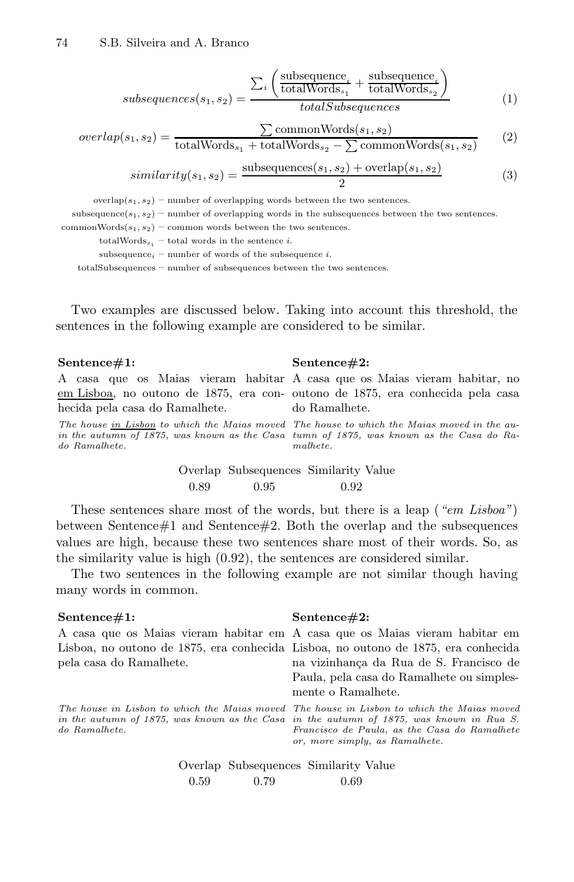$$subsequences(s_1, s_2) = \frac{\sum_i \left( \frac{\text{subsequence}_i}{\text{totalWords}_{s_1}} + \frac{\text{subsequence}_i}{\text{totalWords}_{s_2}} \right)}{totalSubsequences} \tag{1}$$

$$overlap(s_1, s_2) = \frac{\sum \text{commonWords}(s_1, s_2)}{\text{totalWords}_{s_1} + \text{totalWords}_{s_2} - \sum \text{commonWords}(s_1, s_2)} \tag{2}$$

$$similarity(s_1, s_2) = \frac{\text{subsequences}(s_1, s_2) + \text{overlap}(s_1, s_2)}{2} \tag{3}$$

overlap$(s_1, s_2)$ – number of overlapping words between the two sentences.
subsequence$(s_1, s_2)$ – number of overlapping words in the subsequences between the two sentences.
commonWords$(s_1, s_2)$ – common words between the two sentences.
totalWords$_{s_i}$ – total words in the sentence $i$.
subsequence$_i$ – number of words of the subsequence $i$.
totalSubsequences – number of subsequences between the two sentences.

Two examples are discussed below. Taking into account this threshold, the sentences in the following example are considered to be similar.

**Sentence#1:**
A casa que os Maias vieram habitar <u>em Lisboa</u>, no outono de 1875, era conhecida pela casa do Ramalhete.

*The house <u>in Lisbon</u> to which the Maias moved in the autumn of 1875, was known as the Casa do Ramalhete.*

**Sentence#2:**
A casa que os Maias vieram habitar, no outono de 1875, era conhecida pela casa do Ramalhete.

*The house to which the Maias moved in the autumn of 1875, was known as the Casa do Ramalhete.*

| Overlap | Subsequences | Similarity Value |
|---|---|---|
| 0.89 | 0.95 | 0.92 |

These sentences share most of the words, but there is a leap (*"em Lisboa"*) between Sentence#1 and Sentence#2. Both the overlap and the subsequences values are high, because these two sentences share most of their words. So, as the similarity value is high (0.92), the sentences are considered similar.

The two sentences in the following example are not similar though having many words in common.

**Sentence#1:**
A casa que os Maias vieram habitar em Lisboa, no outono de 1875, era conhecida pela casa do Ramalhete.

*The house in Lisbon to which the Maias moved in the autumn of 1875, was known as the Casa do Ramalhete.*

**Sentence#2:**
A casa que os Maias vieram habitar em Lisboa, no outono de 1875, era conhecida na vizinhança da Rua de S. Francisco de Paula, pela casa do Ramalhete ou simplesmente o Ramalhete.

*The house in Lisbon to which the Maias moved in the autumn of 1875, was known in Rua S. Francisco de Paula, as the Casa do Ramalhete or, more simply, as Ramalhete.*

| Overlap | Subsequences | Similarity Value |
|---|---|---|
| 0.59 | 0.79 | 0.69 |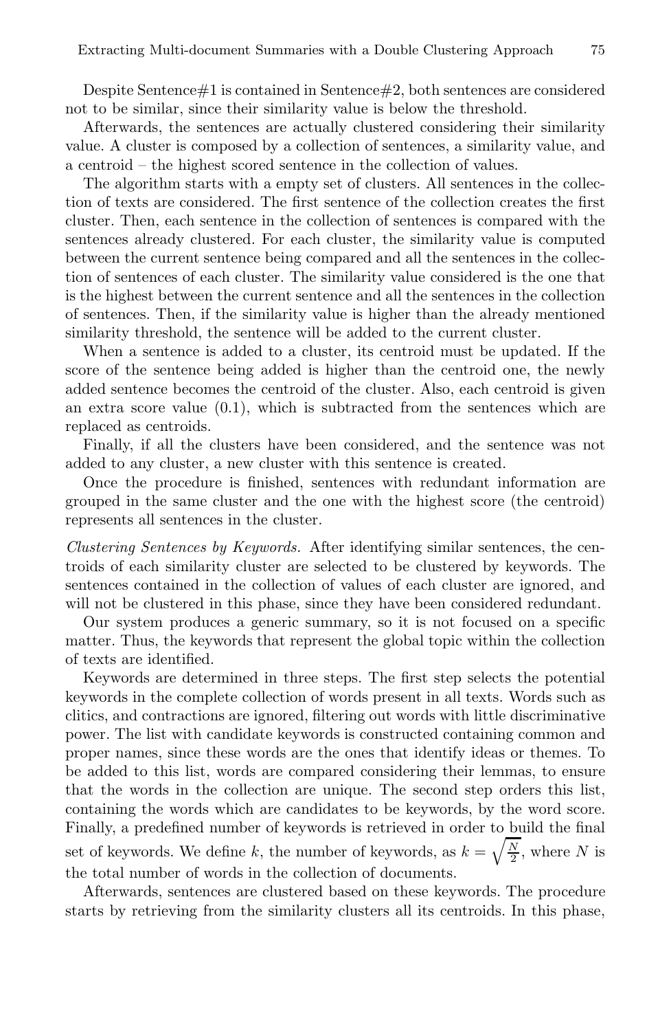Despite Sentence#1 is contained in Sentence#2, both sentences are considered not to be similar, since their similarity value is below the threshold.

Afterwards, the sentences are actually clustered considering their similarity value. A cluster is composed by a collection of sentences, a similarity value, and a centroid – the highest scored sentence in the collection of values.

The algorithm starts with a empty set of clusters. All sentences in the collection of texts are considered. The first sentence of the collection creates the first cluster. Then, each sentence in the collection of sentences is compared with the sentences already clustered. For each cluster, the similarity value is computed between the current sentence being compared and all the sentences in the collection of sentences of each cluster. The similarity value considered is the one that is the highest between the current sentence and all the sentences in the collection of sentences. Then, if the similarity value is higher than the already mentioned similarity threshold, the sentence will be added to the current cluster.

When a sentence is added to a cluster, its centroid must be updated. If the score of the sentence being added is higher than the centroid one, the newly added sentence becomes the centroid of the cluster. Also, each centroid is given an extra score value (0.1), which is subtracted from the sentences which are replaced as centroids.

Finally, if all the clusters have been considered, and the sentence was not added to any cluster, a new cluster with this sentence is created.

Once the procedure is finished, sentences with redundant information are grouped in the same cluster and the one with the highest score (the centroid) represents all sentences in the cluster.

*Clustering Sentences by Keywords.* After identifying similar sentences, the centroids of each similarity cluster are selected to be clustered by keywords. The sentences contained in the collection of values of each cluster are ignored, and will not be clustered in this phase, since they have been considered redundant.

Our system produces a generic summary, so it is not focused on a specific matter. Thus, the keywords that represent the global topic within the collection of texts are identified.

Keywords are determined in three steps. The first step selects the potential keywords in the complete collection of words present in all texts. Words such as clitics, and contractions are ignored, filtering out words with little discriminative power. The list with candidate keywords is constructed containing common and proper names, since these words are the ones that identify ideas or themes. To be added to this list, words are compared considering their lemmas, to ensure that the words in the collection are unique. The second step orders this list, containing the words which are candidates to be keywords, by the word score. Finally, a predefined number of keywords is retrieved in order to build the final set of keywords. We define $k$, the number of keywords, as $k = \sqrt{\frac{N}{2}}$, where $N$ is the total number of words in the collection of documents.

Afterwards, sentences are clustered based on these keywords. The procedure starts by retrieving from the similarity clusters all its centroids. In this phase,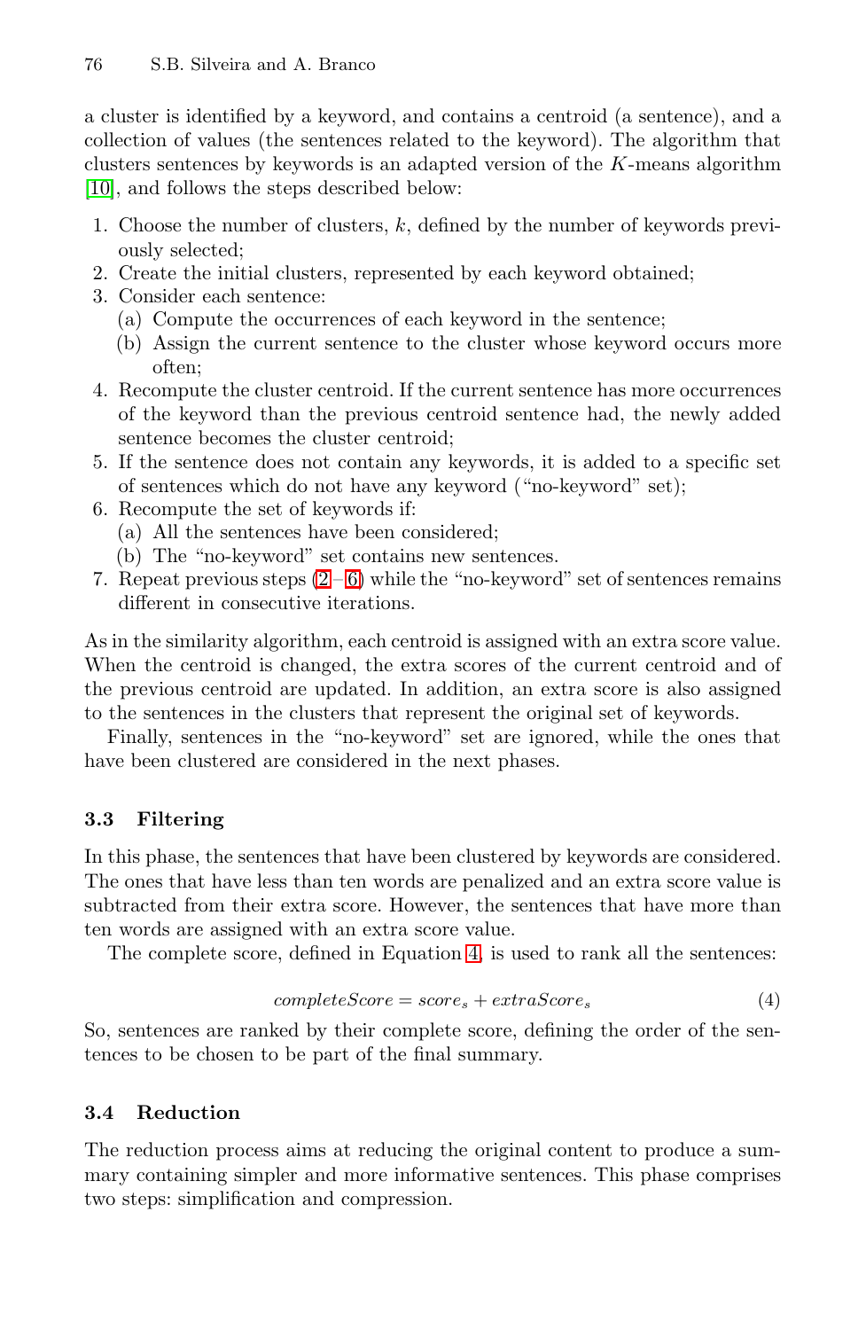a cluster is identified by a keyword, and contains a centroid (a sentence), and a collection of values (the sentences related to the keyword). The algorithm that clusters sentences by keywords is an adapted version of the $K$-means algorithm [10], and follows the steps described below:

1. Choose the number of clusters, $k$, defined by the number of keywords previously selected;
2. Create the initial clusters, represented by each keyword obtained;
3. Consider each sentence:
   (a) Compute the occurrences of each keyword in the sentence;
   (b) Assign the current sentence to the cluster whose keyword occurs more often;
4. Recompute the cluster centroid. If the current sentence has more occurrences of the keyword than the previous centroid sentence had, the newly added sentence becomes the cluster centroid;
5. If the sentence does not contain any keywords, it is added to a specific set of sentences which do not have any keyword ("no-keyword" set);
6. Recompute the set of keywords if:
   (a) All the sentences have been considered;
   (b) The "no-keyword" set contains new sentences.
7. Repeat previous steps (2–6) while the "no-keyword" set of sentences remains different in consecutive iterations.

As in the similarity algorithm, each centroid is assigned with an extra score value. When the centroid is changed, the extra scores of the current centroid and of the previous centroid are updated. In addition, an extra score is also assigned to the sentences in the clusters that represent the original set of keywords.

Finally, sentences in the "no-keyword" set are ignored, while the ones that have been clustered are considered in the next phases.

### 3.3 Filtering

In this phase, the sentences that have been clustered by keywords are considered. The ones that have less than ten words are penalized and an extra score value is subtracted from their extra score. However, the sentences that have more than ten words are assigned with an extra score value.

The complete score, defined in Equation 4, is used to rank all the sentences:

$$completeScore = score_s + extraScore_s \tag{4}$$

So, sentences are ranked by their complete score, defining the order of the sentences to be chosen to be part of the final summary.

### 3.4 Reduction

The reduction process aims at reducing the original content to produce a summary containing simpler and more informative sentences. This phase comprises two steps: simplification and compression.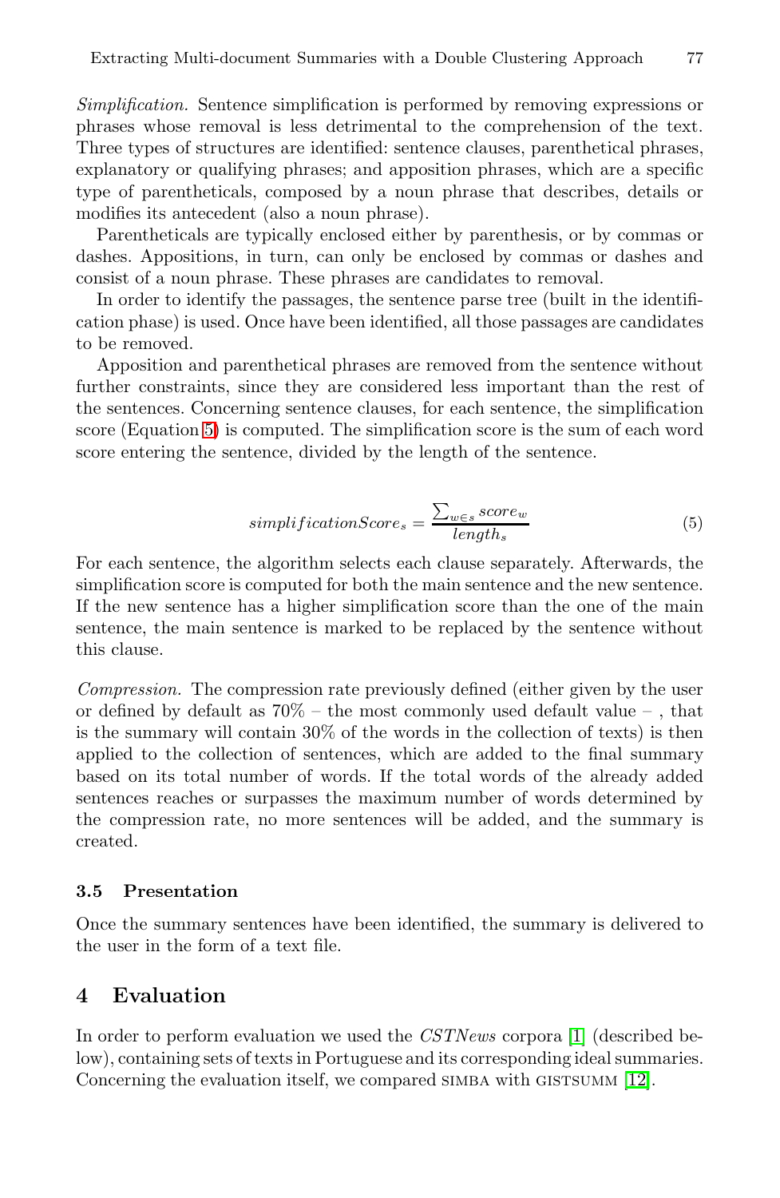*Simplification.* Sentence simplification is performed by removing expressions or phrases whose removal is less detrimental to the comprehension of the text. Three types of structures are identified: sentence clauses, parenthetical phrases, explanatory or qualifying phrases; and apposition phrases, which are a specific type of parentheticals, composed by a noun phrase that describes, details or modifies its antecedent (also a noun phrase).

Parentheticals are typically enclosed either by parenthesis, or by commas or dashes. Appositions, in turn, can only be enclosed by commas or dashes and consist of a noun phrase. These phrases are candidates to removal.

In order to identify the passages, the sentence parse tree (built in the identification phase) is used. Once have been identified, all those passages are candidates to be removed.

Apposition and parenthetical phrases are removed from the sentence without further constraints, since they are considered less important than the rest of the sentences. Concerning sentence clauses, for each sentence, the simplification score (Equation 5) is computed. The simplification score is the sum of each word score entering the sentence, divided by the length of the sentence.

$$simplificationScore_s = \frac{\sum_{w \in s} score_w}{length_s} \quad (5)$$

For each sentence, the algorithm selects each clause separately. Afterwards, the simplification score is computed for both the main sentence and the new sentence. If the new sentence has a higher simplification score than the one of the main sentence, the main sentence is marked to be replaced by the sentence without this clause.

*Compression.* The compression rate previously defined (either given by the user or defined by default as 70% – the most commonly used default value – , that is the summary will contain 30% of the words in the collection of texts) is then applied to the collection of sentences, which are added to the final summary based on its total number of words. If the total words of the already added sentences reaches or surpasses the maximum number of words determined by the compression rate, no more sentences will be added, and the summary is created.

### 3.5 Presentation

Once the summary sentences have been identified, the summary is delivered to the user in the form of a text file.

## 4 Evaluation

In order to perform evaluation we used the *CSTNews* corpora [1] (described below), containing sets of texts in Portuguese and its corresponding ideal summaries. Concerning the evaluation itself, we compared SIMBA with GISTSUMM [12].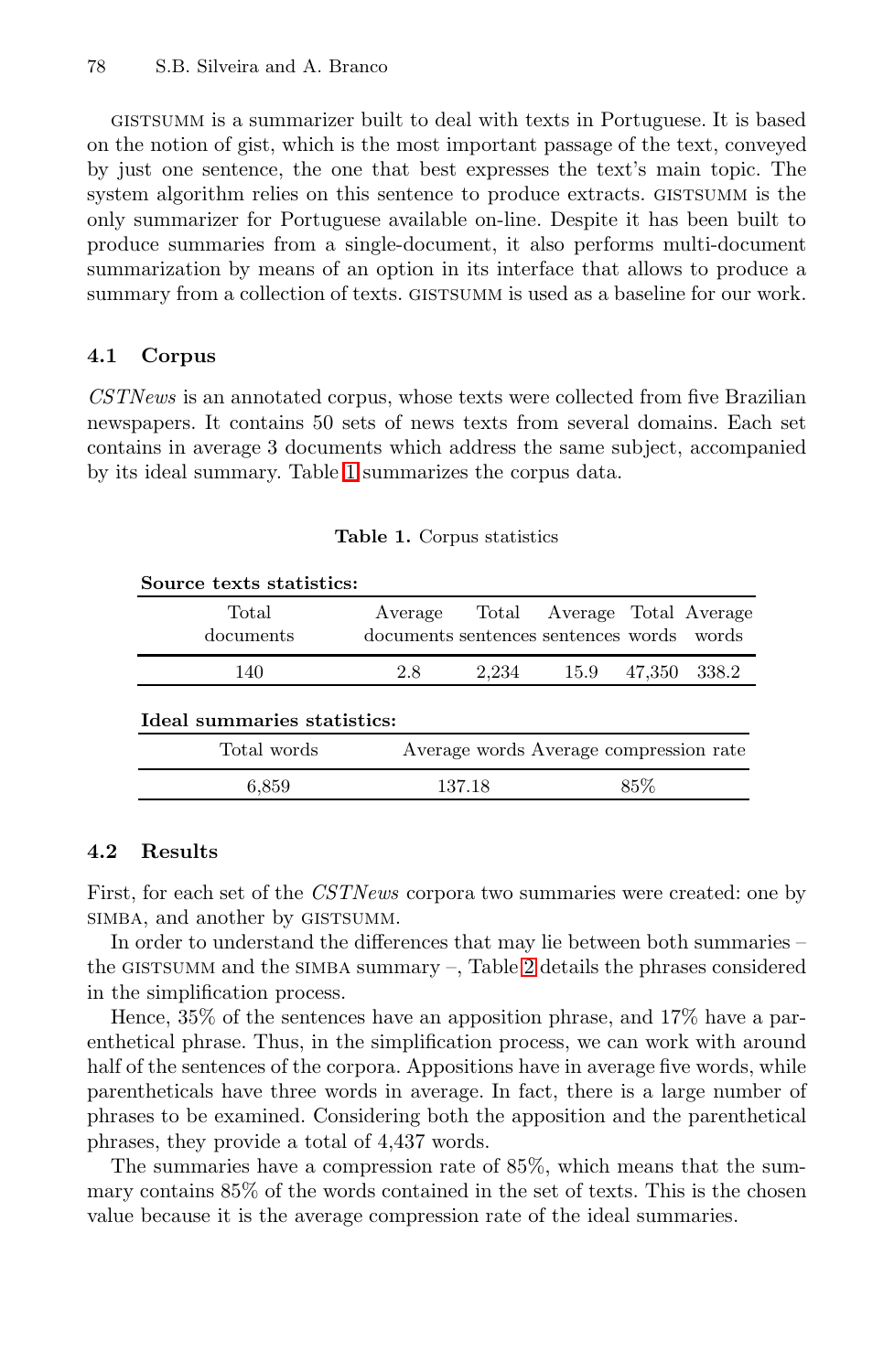GISTSUMM is a summarizer built to deal with texts in Portuguese. It is based on the notion of gist, which is the most important passage of the text, conveyed by just one sentence, the one that best expresses the text's main topic. The system algorithm relies on this sentence to produce extracts. GISTSUMM is the only summarizer for Portuguese available on-line. Despite it has been built to produce summaries from a single-document, it also performs multi-document summarization by means of an option in its interface that allows to produce a summary from a collection of texts. GISTSUMM is used as a baseline for our work.

### 4.1 Corpus

*CSTNews* is an annotated corpus, whose texts were collected from five Brazilian newspapers. It contains 50 sets of news texts from several domains. Each set contains in average 3 documents which address the same subject, accompanied by its ideal summary. Table 1 summarizes the corpus data.

**Table 1.** Corpus statistics

**Source texts statistics:**

| Total documents | Average documents | Total sentences | Average sentences | Total words | Average words |
|---|---|---|---|---|---|
| 140 | 2.8 | 2,234 | 15.9 | 47,350 | 338.2 |

**Ideal summaries statistics:**

| Total words | Average words | Average compression rate |
|---|---|---|
| 6,859 | 137.18 | 85% |

### 4.2 Results

First, for each set of the *CSTNews* corpora two summaries were created: one by SIMBA, and another by GISTSUMM.

In order to understand the differences that may lie between both summaries – the GISTSUMM and the SIMBA summary –, Table 2 details the phrases considered in the simplification process.

Hence, 35% of the sentences have an apposition phrase, and 17% have a parenthetical phrase. Thus, in the simplification process, we can work with around half of the sentences of the corpora. Appositions have in average five words, while parentheticals have three words in average. In fact, there is a large number of phrases to be examined. Considering both the apposition and the parenthetical phrases, they provide a total of 4,437 words.

The summaries have a compression rate of 85%, which means that the summary contains 85% of the words contained in the set of texts. This is the chosen value because it is the average compression rate of the ideal summaries.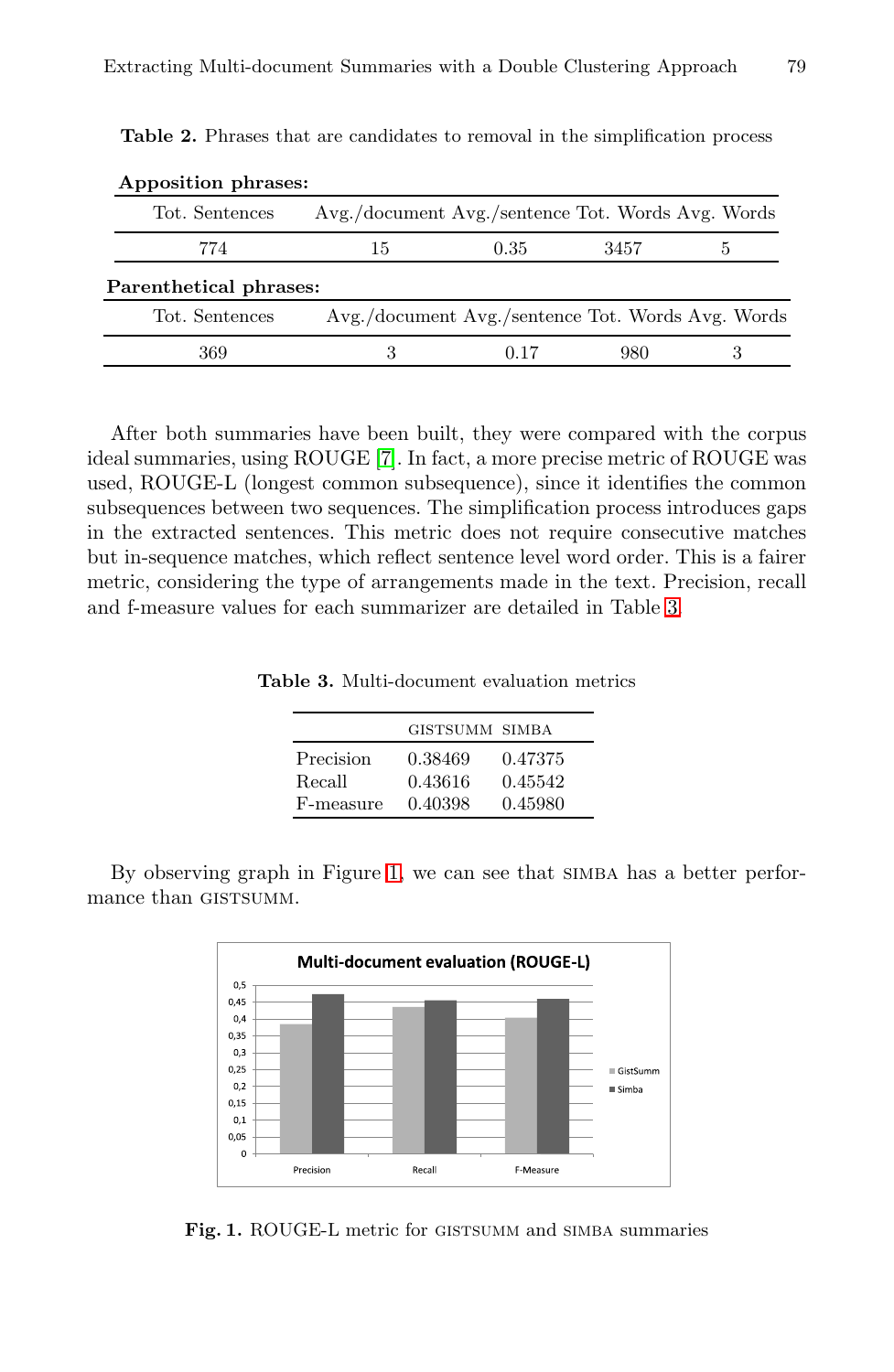**Table 2.** Phrases that are candidates to removal in the simplification process

**Apposition phrases:**

| Tot. Sentences | Avg./document | Avg./sentence | Tot. Words | Avg. Words |
|---|---|---|---|---|
| 774 | 15 | 0.35 | 3457 | 5 |

**Parenthetical phrases:**

| Tot. Sentences | Avg./document | Avg./sentence | Tot. Words | Avg. Words |
|---|---|---|---|---|
| 369 | 3 | 0.17 | 980 | 3 |

After both summaries have been built, they were compared with the corpus ideal summaries, using ROUGE [7]. In fact, a more precise metric of ROUGE was used, ROUGE-L (longest common subsequence), since it identifies the common subsequences between two sequences. The simplification process introduces gaps in the extracted sentences. This metric does not require consecutive matches but in-sequence matches, which reflect sentence level word order. This is a fairer metric, considering the type of arrangements made in the text. Precision, recall and f-measure values for each summarizer are detailed in Table 3.

**Table 3.** Multi-document evaluation metrics

| | GISTSUMM | SIMBA |
|---|---|---|
| Precision | 0.38469 | 0.47375 |
| Recall | 0.43616 | 0.45542 |
| F-measure | 0.40398 | 0.45980 |

By observing graph in Figure 1, we can see that SIMBA has a better performance than GISTSUMM.

**Fig. 1.** ROUGE-L metric for GISTSUMM and SIMBA summaries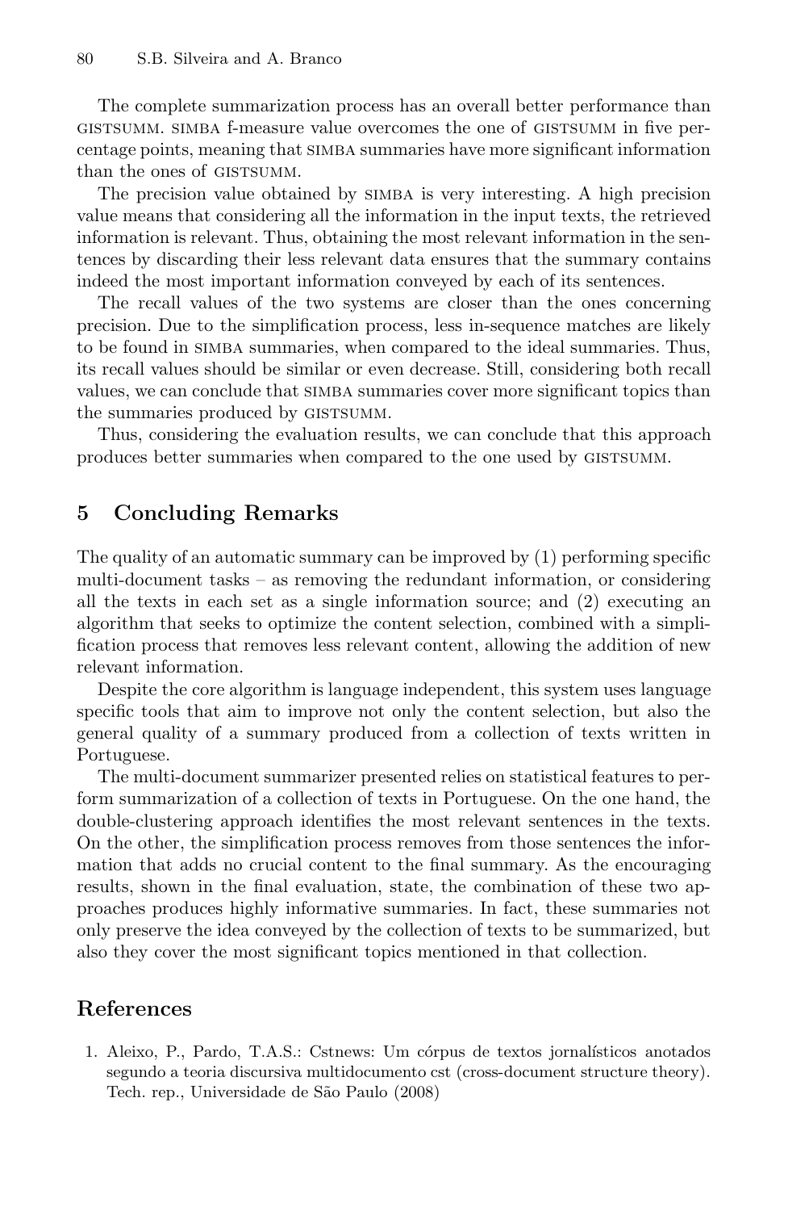The complete summarization process has an overall better performance than GISTSUMM. SIMBA f-measure value overcomes the one of GISTSUMM in five percentage points, meaning that SIMBA summaries have more significant information than the ones of GISTSUMM.

The precision value obtained by SIMBA is very interesting. A high precision value means that considering all the information in the input texts, the retrieved information is relevant. Thus, obtaining the most relevant information in the sentences by discarding their less relevant data ensures that the summary contains indeed the most important information conveyed by each of its sentences.

The recall values of the two systems are closer than the ones concerning precision. Due to the simplification process, less in-sequence matches are likely to be found in SIMBA summaries, when compared to the ideal summaries. Thus, its recall values should be similar or even decrease. Still, considering both recall values, we can conclude that SIMBA summaries cover more significant topics than the summaries produced by GISTSUMM.

Thus, considering the evaluation results, we can conclude that this approach produces better summaries when compared to the one used by GISTSUMM.

## 5 Concluding Remarks

The quality of an automatic summary can be improved by (1) performing specific multi-document tasks – as removing the redundant information, or considering all the texts in each set as a single information source; and (2) executing an algorithm that seeks to optimize the content selection, combined with a simplification process that removes less relevant content, allowing the addition of new relevant information.

Despite the core algorithm is language independent, this system uses language specific tools that aim to improve not only the content selection, but also the general quality of a summary produced from a collection of texts written in Portuguese.

The multi-document summarizer presented relies on statistical features to perform summarization of a collection of texts in Portuguese. On the one hand, the double-clustering approach identifies the most relevant sentences in the texts. On the other, the simplification process removes from those sentences the information that adds no crucial content to the final summary. As the encouraging results, shown in the final evaluation, state, the combination of these two approaches produces highly informative summaries. In fact, these summaries not only preserve the idea conveyed by the collection of texts to be summarized, but also they cover the most significant topics mentioned in that collection.

## References

1. Aleixo, P., Pardo, T.A.S.: Cstnews: Um córpus de textos jornalísticos anotados segundo a teoria discursiva multidocumento cst (cross-document structure theory). Tech. rep., Universidade de São Paulo (2008)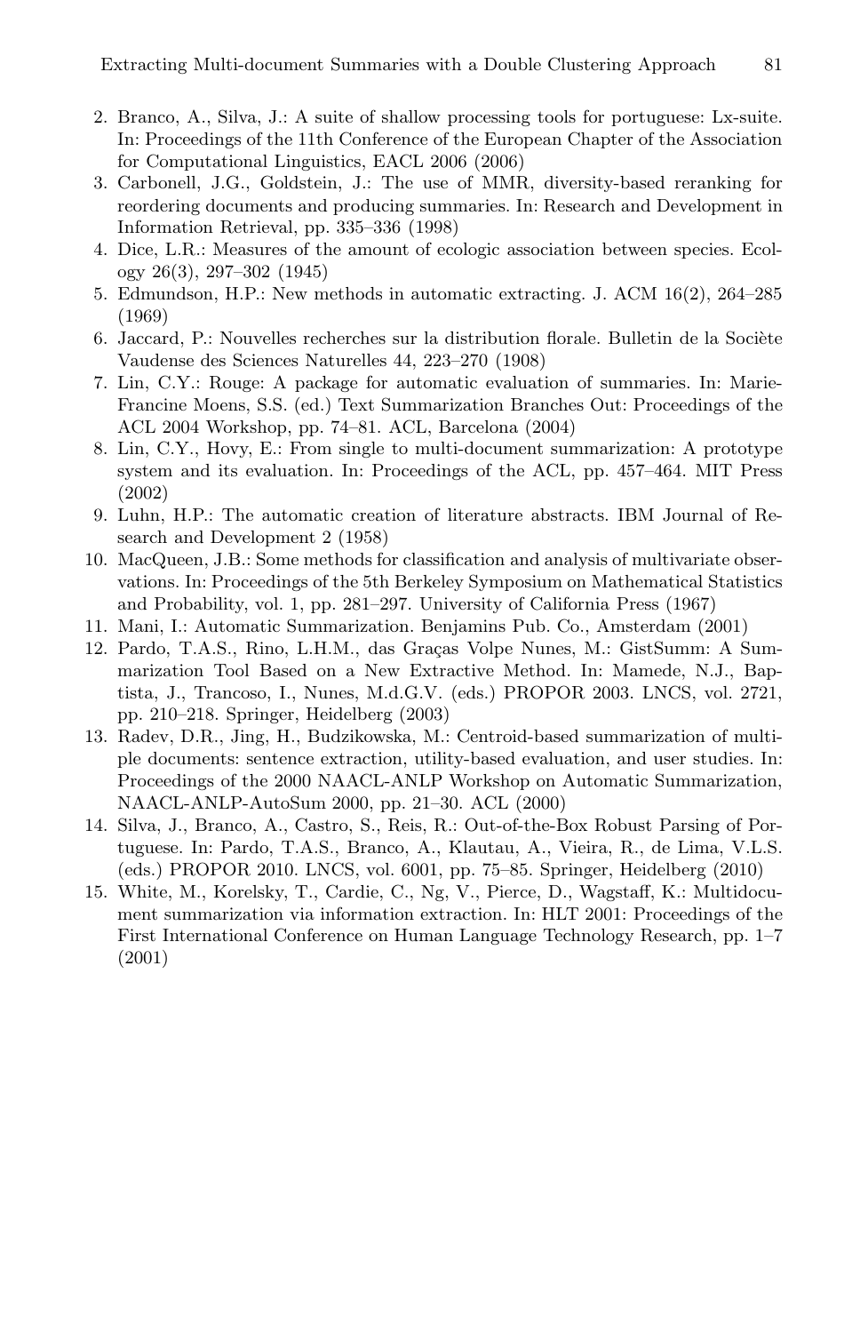2. Branco, A., Silva, J.: A suite of shallow processing tools for portuguese: Lx-suite. In: Proceedings of the 11th Conference of the European Chapter of the Association for Computational Linguistics, EACL 2006 (2006)
3. Carbonell, J.G., Goldstein, J.: The use of MMR, diversity-based reranking for reordering documents and producing summaries. In: Research and Development in Information Retrieval, pp. 335–336 (1998)
4. Dice, L.R.: Measures of the amount of ecologic association between species. Ecology 26(3), 297–302 (1945)
5. Edmundson, H.P.: New methods in automatic extracting. J. ACM 16(2), 264–285 (1969)
6. Jaccard, P.: Nouvelles recherches sur la distribution florale. Bulletin de la Socièté Vaudense des Sciences Naturelles 44, 223–270 (1908)
7. Lin, C.Y.: Rouge: A package for automatic evaluation of summaries. In: Marie-Francine Moens, S.S. (ed.) Text Summarization Branches Out: Proceedings of the ACL 2004 Workshop, pp. 74–81. ACL, Barcelona (2004)
8. Lin, C.Y., Hovy, E.: From single to multi-document summarization: A prototype system and its evaluation. In: Proceedings of the ACL, pp. 457–464. MIT Press (2002)
9. Luhn, H.P.: The automatic creation of literature abstracts. IBM Journal of Research and Development 2 (1958)
10. MacQueen, J.B.: Some methods for classification and analysis of multivariate observations. In: Proceedings of the 5th Berkeley Symposium on Mathematical Statistics and Probability, vol. 1, pp. 281–297. University of California Press (1967)
11. Mani, I.: Automatic Summarization. Benjamins Pub. Co., Amsterdam (2001)
12. Pardo, T.A.S., Rino, L.H.M., das Graças Volpe Nunes, M.: GistSumm: A Summarization Tool Based on a New Extractive Method. In: Mamede, N.J., Baptista, J., Trancoso, I., Nunes, M.d.G.V. (eds.) PROPOR 2003. LNCS, vol. 2721, pp. 210–218. Springer, Heidelberg (2003)
13. Radev, D.R., Jing, H., Budzikowska, M.: Centroid-based summarization of multiple documents: sentence extraction, utility-based evaluation, and user studies. In: Proceedings of the 2000 NAACL-ANLP Workshop on Automatic Summarization, NAACL-ANLP-AutoSum 2000, pp. 21–30. ACL (2000)
14. Silva, J., Branco, A., Castro, S., Reis, R.: Out-of-the-Box Robust Parsing of Portuguese. In: Pardo, T.A.S., Branco, A., Klautau, A., Vieira, R., de Lima, V.L.S. (eds.) PROPOR 2010. LNCS, vol. 6001, pp. 75–85. Springer, Heidelberg (2010)
15. White, M., Korelsky, T., Cardie, C., Ng, V., Pierce, D., Wagstaff, K.: Multidocument summarization via information extraction. In: HLT 2001: Proceedings of the First International Conference on Human Language Technology Research, pp. 1–7 (2001)